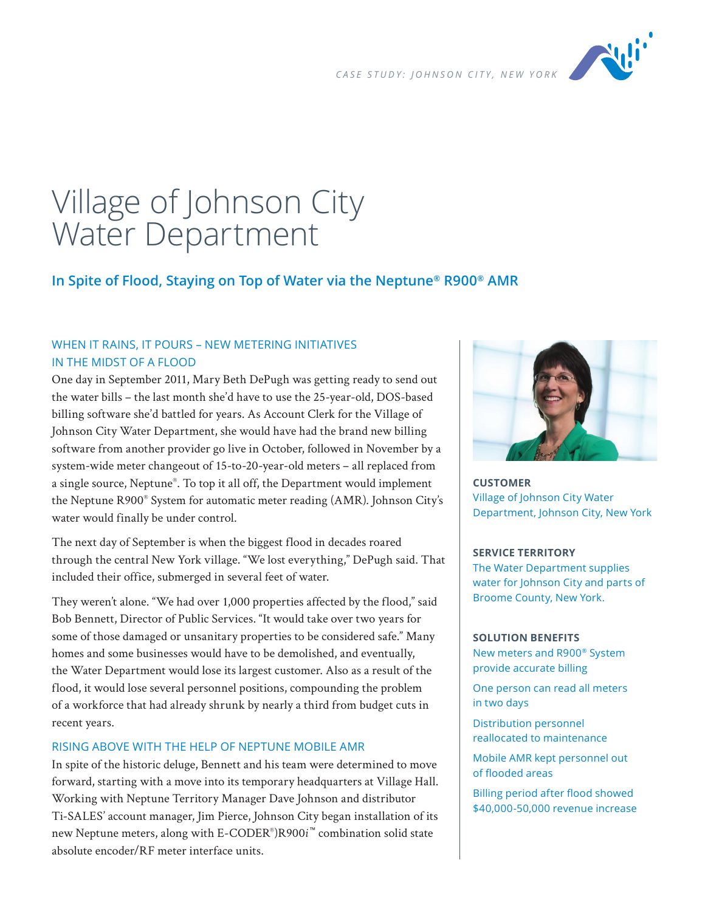CASE STUDY: JOHNSON CITY, NEW YORK

# Village of Johnson City Water Department

## In Spite of Flood, Staying on Top of Water via the Neptune® R900® AMR

### WHEN IT RAINS, IT POURS – NEW METERING INITIATIVES IN THE MIDST OF A FLOOD

One day in September 2011, Mary Beth DePugh was getting ready to send out the water bills – the last month she'd have to use the 25-year-old, DOS-based billing software she'd battled for years. As Account Clerk for the Village of Johnson City Water Department, she would have had the brand new billing software from another provider go live in October, followed in November by a system-wide meter changeout of 15-to-20-year-old meters – all replaced from a single source, Neptune®. To top it all off, the Department would implement the Neptune R900® System for automatic meter reading (AMR). Johnson City's water would finally be under control.

The next day of September is when the biggest flood in decades roared through the central New York village. "We lost everything," DePugh said. That included their office, submerged in several feet of water.

They weren't alone. "We had over 1,000 properties affected by the flood," said Bob Bennett, Director of Public Services. "It would take over two years for some of those damaged or unsanitary properties to be considered safe." Many homes and some businesses would have to be demolished, and eventually, the Water Department would lose its largest customer. Also as a result of the flood, it would lose several personnel positions, compounding the problem of a workforce that had already shrunk by nearly a third from budget cuts in recent years.

### RISING ABOVE WITH THE HELP OF NEPTUNE MOBILE AMR

In spite of the historic deluge, Bennett and his team were determined to move forward, starting with a move into its temporary headquarters at Village Hall. Working with Neptune Territory Manager Dave Johnson and distributor Ti-SALES' account manager, Jim Pierce, Johnson City began installation of its new Neptune meters, along with E-CODER®)R900*i*™ combination solid state absolute encoder/RF meter interface units.

**CUSTOMER**

Village of Johnson City Water Department, Johnson City, New York

**SERVICE TERRITORY**

The Water Department supplies water for Johnson City and parts of Broome County, New York.

**SOLUTION BENEFITS**

New meters and R900® System provide accurate billing

One person can read all meters in two days

Distribution personnel reallocated to maintenance

Mobile AMR kept personnel out of flooded areas

Billing period after flood showed $40,000-50,000 revenue increase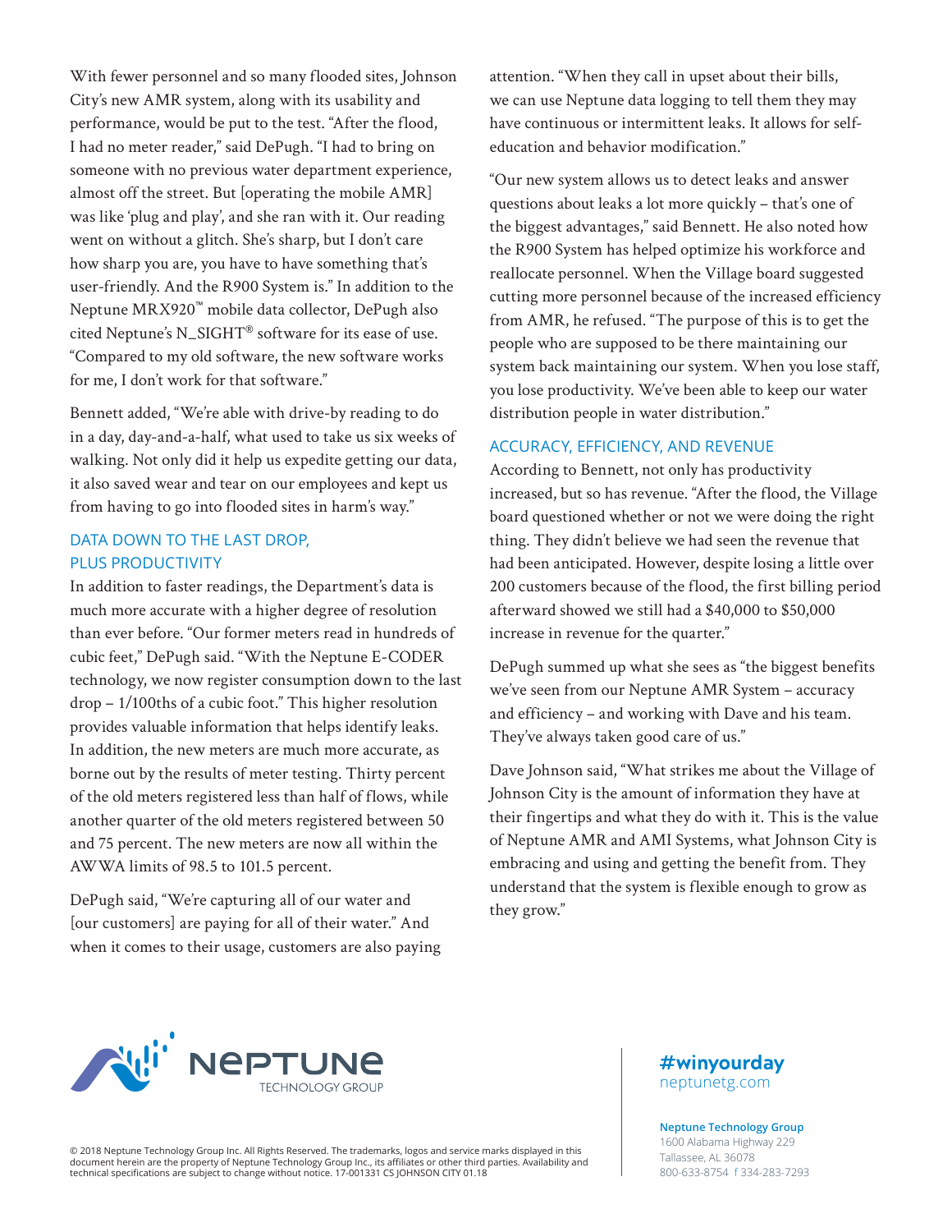With fewer personnel and so many flooded sites, Johnson City's new AMR system, along with its usability and performance, would be put to the test. "After the flood, I had no meter reader," said DePugh. "I had to bring on someone with no previous water department experience, almost off the street. But [operating the mobile AMR] was like 'plug and play', and she ran with it. Our reading went on without a glitch. She's sharp, but I don't care how sharp you are, you have to have something that's user-friendly. And the R900 System is." In addition to the Neptune MRX920™ mobile data collector, DePugh also cited Neptune's N_SIGHT® software for its ease of use. "Compared to my old software, the new software works for me, I don't work for that software."

Bennett added, "We're able with drive-by reading to do in a day, day-and-a-half, what used to take us six weeks of walking. Not only did it help us expedite getting our data, it also saved wear and tear on our employees and kept us from having to go into flooded sites in harm's way."

## DATA DOWN TO THE LAST DROP, PLUS PRODUCTIVITY

In addition to faster readings, the Department's data is much more accurate with a higher degree of resolution than ever before. "Our former meters read in hundreds of cubic feet," DePugh said. "With the Neptune E-CODER technology, we now register consumption down to the last drop – 1/100ths of a cubic foot." This higher resolution provides valuable information that helps identify leaks. In addition, the new meters are much more accurate, as borne out by the results of meter testing. Thirty percent of the old meters registered less than half of flows, while another quarter of the old meters registered between 50 and 75 percent. The new meters are now all within the AWWA limits of 98.5 to 101.5 percent.

DePugh said, "We're capturing all of our water and [our customers] are paying for all of their water." And when it comes to their usage, customers are also paying attention. "When they call in upset about their bills, we can use Neptune data logging to tell them they may have continuous or intermittent leaks. It allows for self-education and behavior modification."

"Our new system allows us to detect leaks and answer questions about leaks a lot more quickly – that's one of the biggest advantages," said Bennett. He also noted how the R900 System has helped optimize his workforce and reallocate personnel. When the Village board suggested cutting more personnel because of the increased efficiency from AMR, he refused. "The purpose of this is to get the people who are supposed to be there maintaining our system back maintaining our system. When you lose staff, you lose productivity. We've been able to keep our water distribution people in water distribution."

## ACCURACY, EFFICIENCY, AND REVENUE

According to Bennett, not only has productivity increased, but so has revenue. "After the flood, the Village board questioned whether or not we were doing the right thing. They didn't believe we had seen the revenue that had been anticipated. However, despite losing a little over 200 customers because of the flood, the first billing period afterward showed we still had a $40,000 to $50,000 increase in revenue for the quarter."

DePugh summed up what she sees as "the biggest benefits we've seen from our Neptune AMR System – accuracy and efficiency – and working with Dave and his team. They've always taken good care of us."

Dave Johnson said, "What strikes me about the Village of Johnson City is the amount of information they have at their fingertips and what they do with it. This is the value of Neptune AMR and AMI Systems, what Johnson City is embracing and using and getting the benefit from. They understand that the system is flexible enough to grow as they grow."

NEPTUNE TECHNOLOGY GROUP

**#winyourday**
neptunetg.com

**Neptune Technology Group**
1600 Alabama Highway 229
Tallassee, AL 36078
800-633-8754 f 334-283-7293

© 2018 Neptune Technology Group Inc. All Rights Reserved. The trademarks, logos and service marks displayed in this document herein are the property of Neptune Technology Group Inc., its affiliates or other third parties. Availability and technical specifications are subject to change without notice. 17-001331 CS JOHNSON CITY 01.18